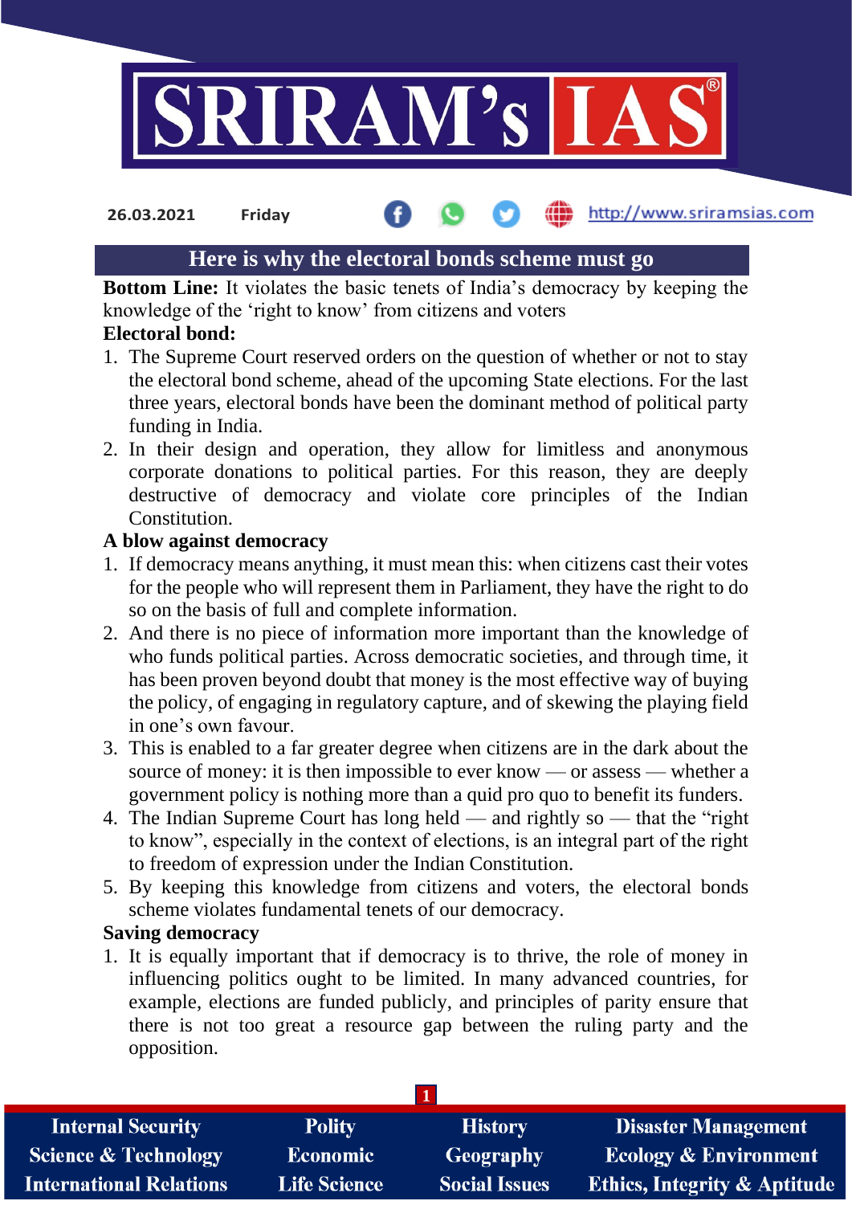26.03.2021 Friday

# Here is why the electoral bonds scheme must go

**Bottom Line:** It violates the basic tenets of India's democracy by keeping the knowledge of the 'right to know' from citizens and voters

**Electoral bond:**

1. The Supreme Court reserved orders on the question of whether or not to stay the electoral bond scheme, ahead of the upcoming State elections. For the last three years, electoral bonds have been the dominant method of political party funding in India.
2. In their design and operation, they allow for limitless and anonymous corporate donations to political parties. For this reason, they are deeply destructive of democracy and violate core principles of the Indian Constitution.

**A blow against democracy**

1. If democracy means anything, it must mean this: when citizens cast their votes for the people who will represent them in Parliament, they have the right to do so on the basis of full and complete information.
2. And there is no piece of information more important than the knowledge of who funds political parties. Across democratic societies, and through time, it has been proven beyond doubt that money is the most effective way of buying the policy, of engaging in regulatory capture, and of skewing the playing field in one's own favour.
3. This is enabled to a far greater degree when citizens are in the dark about the source of money: it is then impossible to ever know — or assess — whether a government policy is nothing more than a quid pro quo to benefit its funders.
4. The Indian Supreme Court has long held — and rightly so — that the "right to know", especially in the context of elections, is an integral part of the right to freedom of expression under the Indian Constitution.
5. By keeping this knowledge from citizens and voters, the electoral bonds scheme violates fundamental tenets of our democracy.

**Saving democracy**

1. It is equally important that if democracy is to thrive, the role of money in influencing politics ought to be limited. In many advanced countries, for example, elections are funded publicly, and principles of parity ensure that there is not too great a resource gap between the ruling party and the opposition.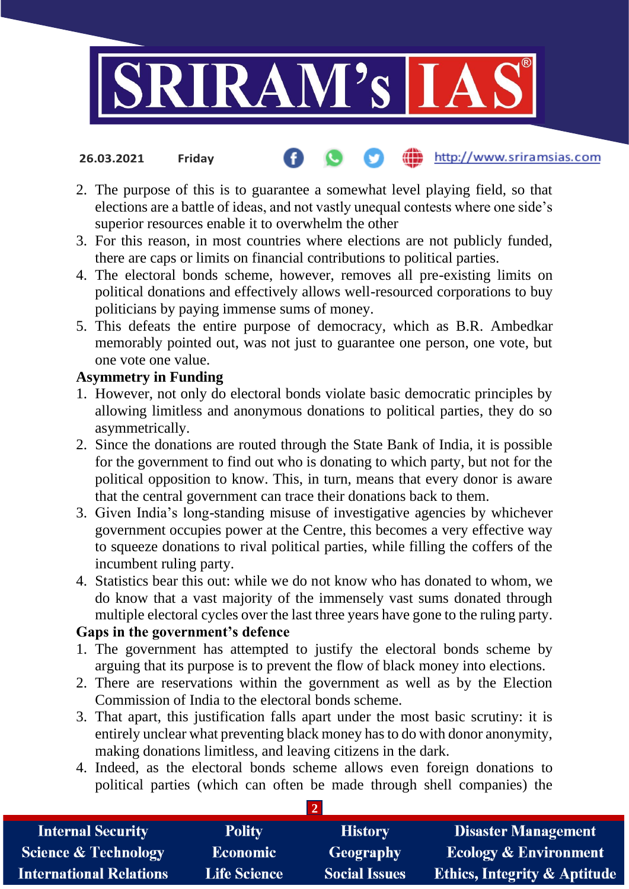2. The purpose of this is to guarantee a somewhat level playing field, so that elections are a battle of ideas, and not vastly unequal contests where one side's superior resources enable it to overwhelm the other
3. For this reason, in most countries where elections are not publicly funded, there are caps or limits on financial contributions to political parties.
4. The electoral bonds scheme, however, removes all pre-existing limits on political donations and effectively allows well-resourced corporations to buy politicians by paying immense sums of money.
5. This defeats the entire purpose of democracy, which as B.R. Ambedkar memorably pointed out, was not just to guarantee one person, one vote, but one vote one value.

**Asymmetry in Funding**

1. However, not only do electoral bonds violate basic democratic principles by allowing limitless and anonymous donations to political parties, they do so asymmetrically.
2. Since the donations are routed through the State Bank of India, it is possible for the government to find out who is donating to which party, but not for the political opposition to know. This, in turn, means that every donor is aware that the central government can trace their donations back to them.
3. Given India's long-standing misuse of investigative agencies by whichever government occupies power at the Centre, this becomes a very effective way to squeeze donations to rival political parties, while filling the coffers of the incumbent ruling party.
4. Statistics bear this out: while we do not know who has donated to whom, we do know that a vast majority of the immensely vast sums donated through multiple electoral cycles over the last three years have gone to the ruling party.

**Gaps in the government's defence**

1. The government has attempted to justify the electoral bonds scheme by arguing that its purpose is to prevent the flow of black money into elections.
2. There are reservations within the government as well as by the Election Commission of India to the electoral bonds scheme.
3. That apart, this justification falls apart under the most basic scrutiny: it is entirely unclear what preventing black money has to do with donor anonymity, making donations limitless, and leaving citizens in the dark.
4. Indeed, as the electoral bonds scheme allows even foreign donations to political parties (which can often be made through shell companies) the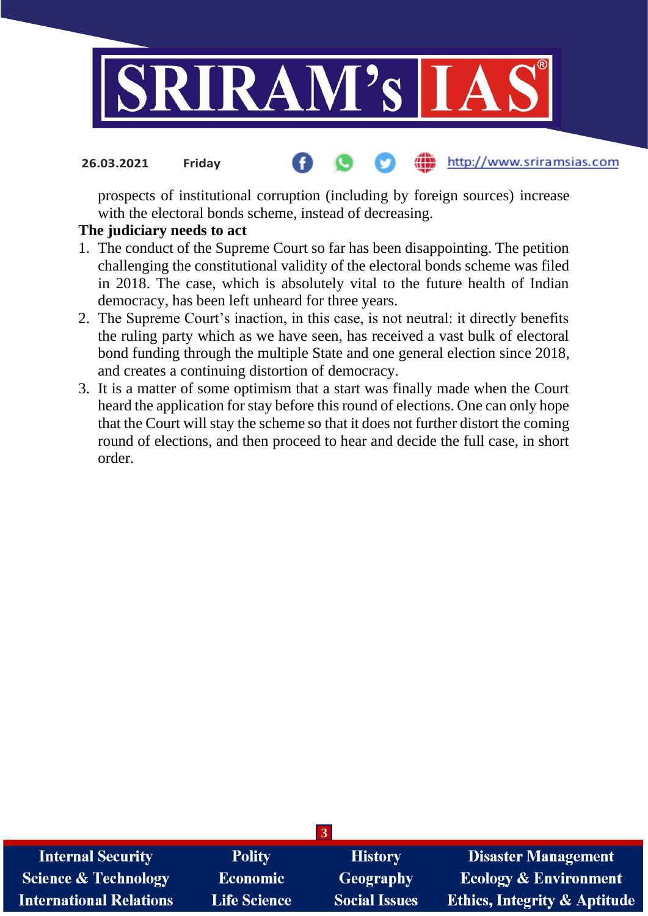prospects of institutional corruption (including by foreign sources) increase with the electoral bonds scheme, instead of decreasing.

**The judiciary needs to act**

1. The conduct of the Supreme Court so far has been disappointing. The petition challenging the constitutional validity of the electoral bonds scheme was filed in 2018. The case, which is absolutely vital to the future health of Indian democracy, has been left unheard for three years.
2. The Supreme Court's inaction, in this case, is not neutral: it directly benefits the ruling party which as we have seen, has received a vast bulk of electoral bond funding through the multiple State and one general election since 2018, and creates a continuing distortion of democracy.
3. It is a matter of some optimism that a start was finally made when the Court heard the application for stay before this round of elections. One can only hope that the Court will stay the scheme so that it does not further distort the coming round of elections, and then proceed to hear and decide the full case, in short order.